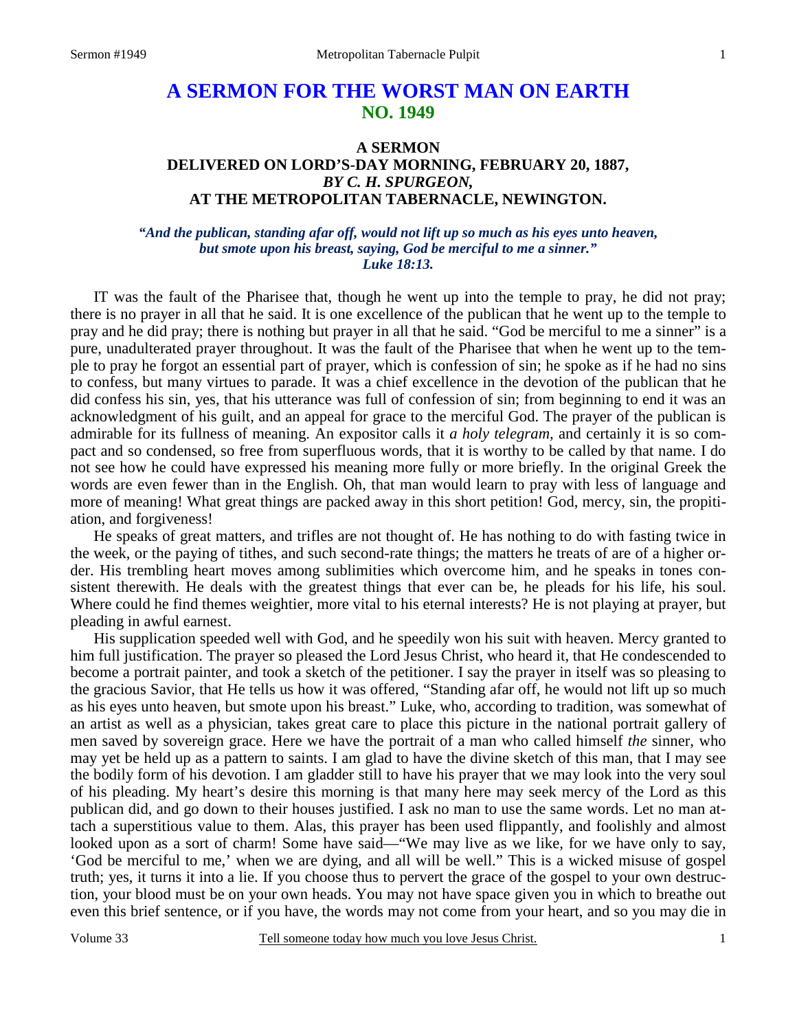# A SERMON FOR THE WORST MAN ON EARTH
## NO. 1949

### A SERMON
### DELIVERED ON LORD'S-DAY MORNING, FEBRUARY 20, 1887,
### *BY C. H. SPURGEON,*
### AT THE METROPOLITAN TABERNACLE, NEWINGTON.

***"And the publican, standing afar off, would not lift up so much as his eyes unto heaven, but smote upon his breast, saying, God be merciful to me a sinner." Luke 18:13.***

IT was the fault of the Pharisee that, though he went up into the temple to pray, he did not pray; there is no prayer in all that he said. It is one excellence of the publican that he went up to the temple to pray and he did pray; there is nothing but prayer in all that he said. "God be merciful to me a sinner" is a pure, unadulterated prayer throughout. It was the fault of the Pharisee that when he went up to the temple to pray he forgot an essential part of prayer, which is confession of sin; he spoke as if he had no sins to confess, but many virtues to parade. It was a chief excellence in the devotion of the publican that he did confess his sin, yes, that his utterance was full of confession of sin; from beginning to end it was an acknowledgment of his guilt, and an appeal for grace to the merciful God. The prayer of the publican is admirable for its fullness of meaning. An expositor calls it *a holy telegram,* and certainly it is so compact and so condensed, so free from superfluous words, that it is worthy to be called by that name. I do not see how he could have expressed his meaning more fully or more briefly. In the original Greek the words are even fewer than in the English. Oh, that man would learn to pray with less of language and more of meaning! What great things are packed away in this short petition! God, mercy, sin, the propitiation, and forgiveness!

He speaks of great matters, and trifles are not thought of. He has nothing to do with fasting twice in the week, or the paying of tithes, and such second-rate things; the matters he treats of are of a higher order. His trembling heart moves among sublimities which overcome him, and he speaks in tones consistent therewith. He deals with the greatest things that ever can be, he pleads for his life, his soul. Where could he find themes weightier, more vital to his eternal interests? He is not playing at prayer, but pleading in awful earnest.

His supplication speeded well with God, and he speedily won his suit with heaven. Mercy granted to him full justification. The prayer so pleased the Lord Jesus Christ, who heard it, that He condescended to become a portrait painter, and took a sketch of the petitioner. I say the prayer in itself was so pleasing to the gracious Savior, that He tells us how it was offered, "Standing afar off, he would not lift up so much as his eyes unto heaven, but smote upon his breast." Luke, who, according to tradition, was somewhat of an artist as well as a physician, takes great care to place this picture in the national portrait gallery of men saved by sovereign grace. Here we have the portrait of a man who called himself *the* sinner, who may yet be held up as a pattern to saints. I am glad to have the divine sketch of this man, that I may see the bodily form of his devotion. I am gladder still to have his prayer that we may look into the very soul of his pleading. My heart's desire this morning is that many here may seek mercy of the Lord as this publican did, and go down to their houses justified. I ask no man to use the same words. Let no man attach a superstitious value to them. Alas, this prayer has been used flippantly, and foolishly and almost looked upon as a sort of charm! Some have said—"We may live as we like, for we have only to say, 'God be merciful to me,' when we are dying, and all will be well." This is a wicked misuse of gospel truth; yes, it turns it into a lie. If you choose thus to pervert the grace of the gospel to your own destruction, your blood must be on your own heads. You may not have space given you in which to breathe out even this brief sentence, or if you have, the words may not come from your heart, and so you may die in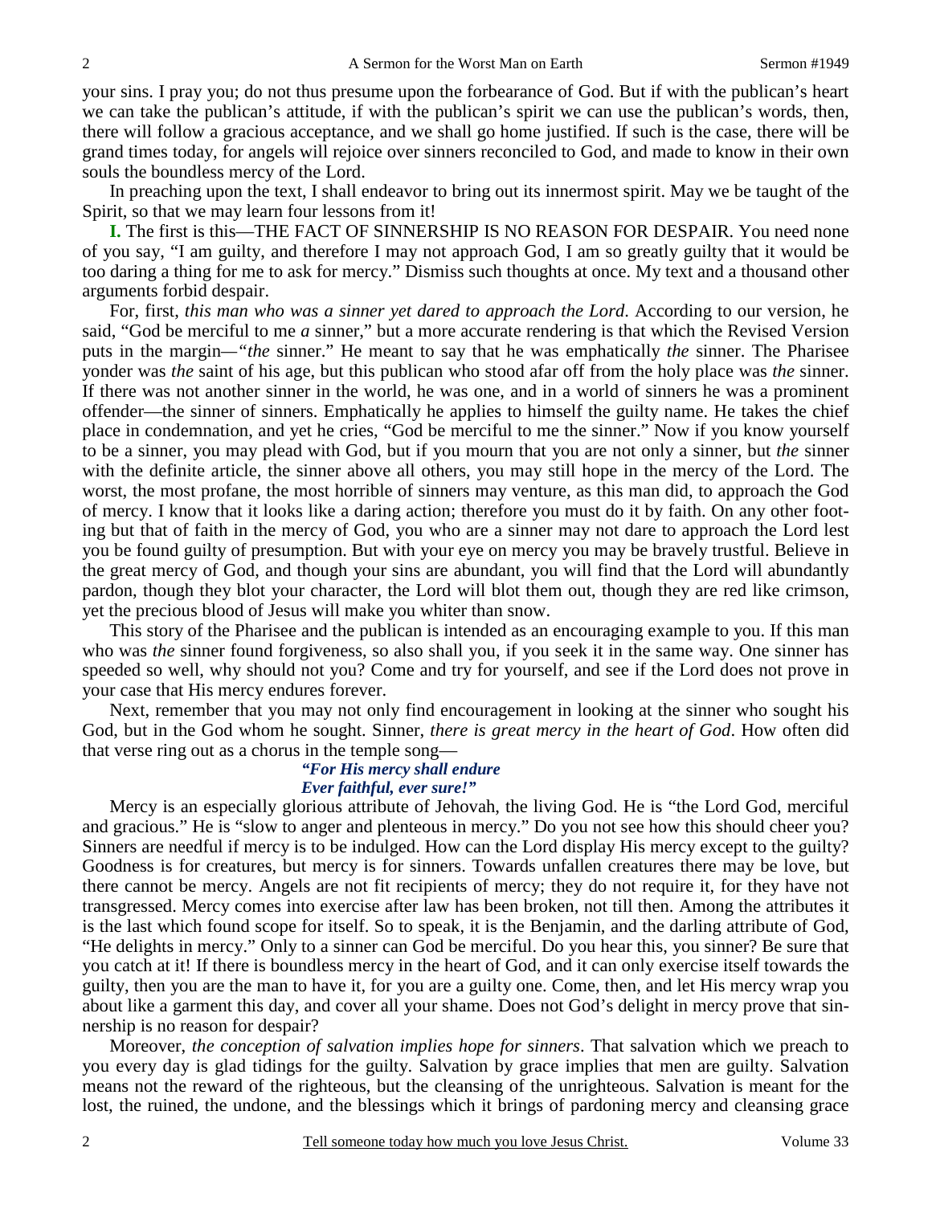your sins. I pray you; do not thus presume upon the forbearance of God. But if with the publican's heart we can take the publican's attitude, if with the publican's spirit we can use the publican's words, then, there will follow a gracious acceptance, and we shall go home justified. If such is the case, there will be grand times today, for angels will rejoice over sinners reconciled to God, and made to know in their own souls the boundless mercy of the Lord.

In preaching upon the text, I shall endeavor to bring out its innermost spirit. May we be taught of the Spirit, so that we may learn four lessons from it!

**I.** The first is this—THE FACT OF SINNERSHIP IS NO REASON FOR DESPAIR. You need none of you say, "I am guilty, and therefore I may not approach God, I am so greatly guilty that it would be too daring a thing for me to ask for mercy." Dismiss such thoughts at once. My text and a thousand other arguments forbid despair.

For, first, *this man who was a sinner yet dared to approach the Lord*. According to our version, he said, "God be merciful to me *a* sinner," but a more accurate rendering is that which the Revised Version puts in the margin—"*the* sinner." He meant to say that he was emphatically *the* sinner. The Pharisee yonder was *the* saint of his age, but this publican who stood afar off from the holy place was *the* sinner. If there was not another sinner in the world, he was one, and in a world of sinners he was a prominent offender—the sinner of sinners. Emphatically he applies to himself the guilty name. He takes the chief place in condemnation, and yet he cries, "God be merciful to me the sinner." Now if you know yourself to be a sinner, you may plead with God, but if you mourn that you are not only a sinner, but *the* sinner with the definite article, the sinner above all others, you may still hope in the mercy of the Lord. The worst, the most profane, the most horrible of sinners may venture, as this man did, to approach the God of mercy. I know that it looks like a daring action; therefore you must do it by faith. On any other footing but that of faith in the mercy of God, you who are a sinner may not dare to approach the Lord lest you be found guilty of presumption. But with your eye on mercy you may be bravely trustful. Believe in the great mercy of God, and though your sins are abundant, you will find that the Lord will abundantly pardon, though they blot your character, the Lord will blot them out, though they are red like crimson, yet the precious blood of Jesus will make you whiter than snow.

This story of the Pharisee and the publican is intended as an encouraging example to you. If this man who was *the* sinner found forgiveness, so also shall you, if you seek it in the same way. One sinner has speeded so well, why should not you? Come and try for yourself, and see if the Lord does not prove in your case that His mercy endures forever.

Next, remember that you may not only find encouragement in looking at the sinner who sought his God, but in the God whom he sought. Sinner, *there is great mercy in the heart of God*. How often did that verse ring out as a chorus in the temple song—

> ***"For His mercy shall endure***
> ***Ever faithful, ever sure!"***

Mercy is an especially glorious attribute of Jehovah, the living God. He is "the Lord God, merciful and gracious." He is "slow to anger and plenteous in mercy." Do you not see how this should cheer you? Sinners are needful if mercy is to be indulged. How can the Lord display His mercy except to the guilty? Goodness is for creatures, but mercy is for sinners. Towards unfallen creatures there may be love, but there cannot be mercy. Angels are not fit recipients of mercy; they do not require it, for they have not transgressed. Mercy comes into exercise after law has been broken, not till then. Among the attributes it is the last which found scope for itself. So to speak, it is the Benjamin, and the darling attribute of God, "He delights in mercy." Only to a sinner can God be merciful. Do you hear this, you sinner? Be sure that you catch at it! If there is boundless mercy in the heart of God, and it can only exercise itself towards the guilty, then you are the man to have it, for you are a guilty one. Come, then, and let His mercy wrap you about like a garment this day, and cover all your shame. Does not God's delight in mercy prove that sinnership is no reason for despair?

Moreover, *the conception of salvation implies hope for sinners*. That salvation which we preach to you every day is glad tidings for the guilty. Salvation by grace implies that men are guilty. Salvation means not the reward of the righteous, but the cleansing of the unrighteous. Salvation is meant for the lost, the ruined, the undone, and the blessings which it brings of pardoning mercy and cleansing grace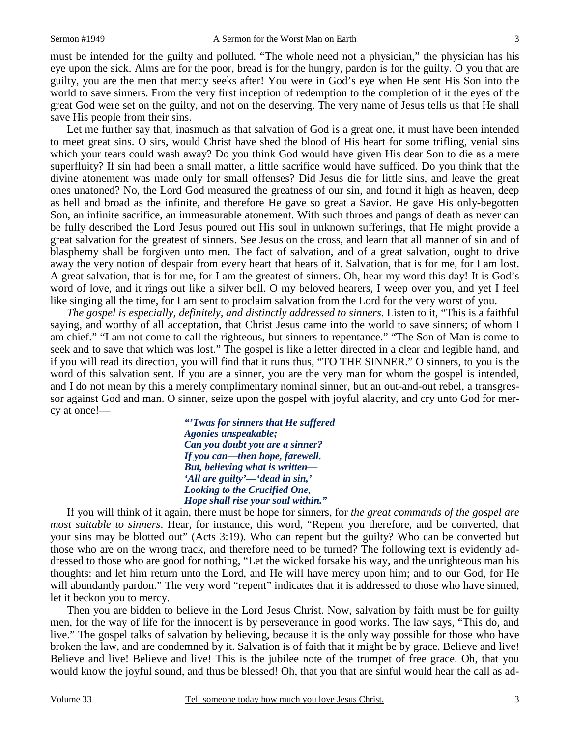must be intended for the guilty and polluted. "The whole need not a physician," the physician has his eye upon the sick. Alms are for the poor, bread is for the hungry, pardon is for the guilty. O you that are guilty, you are the men that mercy seeks after! You were in God's eye when He sent His Son into the world to save sinners. From the very first inception of redemption to the completion of it the eyes of the great God were set on the guilty, and not on the deserving. The very name of Jesus tells us that He shall save His people from their sins.

Let me further say that, inasmuch as that salvation of God is a great one, it must have been intended to meet great sins. O sirs, would Christ have shed the blood of His heart for some trifling, venial sins which your tears could wash away? Do you think God would have given His dear Son to die as a mere superfluity? If sin had been a small matter, a little sacrifice would have sufficed. Do you think that the divine atonement was made only for small offenses? Did Jesus die for little sins, and leave the great ones unatoned? No, the Lord God measured the greatness of our sin, and found it high as heaven, deep as hell and broad as the infinite, and therefore He gave so great a Savior. He gave His only-begotten Son, an infinite sacrifice, an immeasurable atonement. With such throes and pangs of death as never can be fully described the Lord Jesus poured out His soul in unknown sufferings, that He might provide a great salvation for the greatest of sinners. See Jesus on the cross, and learn that all manner of sin and of blasphemy shall be forgiven unto men. The fact of salvation, and of a great salvation, ought to drive away the very notion of despair from every heart that hears of it. Salvation, that is for me, for I am lost. A great salvation, that is for me, for I am the greatest of sinners. Oh, hear my word this day! It is God's word of love, and it rings out like a silver bell. O my beloved hearers, I weep over you, and yet I feel like singing all the time, for I am sent to proclaim salvation from the Lord for the very worst of you.

*The gospel is especially, definitely, and distinctly addressed to sinners*. Listen to it, "This is a faithful saying, and worthy of all acceptation, that Christ Jesus came into the world to save sinners; of whom I am chief." "I am not come to call the righteous, but sinners to repentance." "The Son of Man is come to seek and to save that which was lost." The gospel is like a letter directed in a clear and legible hand, and if you will read its direction, you will find that it runs thus, "TO THE SINNER." O sinners, to you is the word of this salvation sent. If you are a sinner, you are the very man for whom the gospel is intended, and I do not mean by this a merely complimentary nominal sinner, but an out-and-out rebel, a transgressor against God and man. O sinner, seize upon the gospel with joyful alacrity, and cry unto God for mercy at once!—

> ***"'Twas for sinners that He suffered***
> ***Agonies unspeakable;***
> ***Can you doubt you are a sinner?***
> ***If you can—then hope, farewell.***
> ***But, believing what is written—***
> ***'All are guilty'—'dead in sin,'***
> ***Looking to the Crucified One,***
> ***Hope shall rise your soul within."***

If you will think of it again, there must be hope for sinners, for *the great commands of the gospel are most suitable to sinners*. Hear, for instance, this word, "Repent you therefore, and be converted, that your sins may be blotted out" (Acts 3:19). Who can repent but the guilty? Who can be converted but those who are on the wrong track, and therefore need to be turned? The following text is evidently addressed to those who are good for nothing, "Let the wicked forsake his way, and the unrighteous man his thoughts: and let him return unto the Lord, and He will have mercy upon him; and to our God, for He will abundantly pardon." The very word "repent" indicates that it is addressed to those who have sinned, let it beckon you to mercy.

Then you are bidden to believe in the Lord Jesus Christ. Now, salvation by faith must be for guilty men, for the way of life for the innocent is by perseverance in good works. The law says, "This do, and live." The gospel talks of salvation by believing, because it is the only way possible for those who have broken the law, and are condemned by it. Salvation is of faith that it might be by grace. Believe and live! Believe and live! Believe and live! This is the jubilee note of the trumpet of free grace. Oh, that you would know the joyful sound, and thus be blessed! Oh, that you that are sinful would hear the call as ad-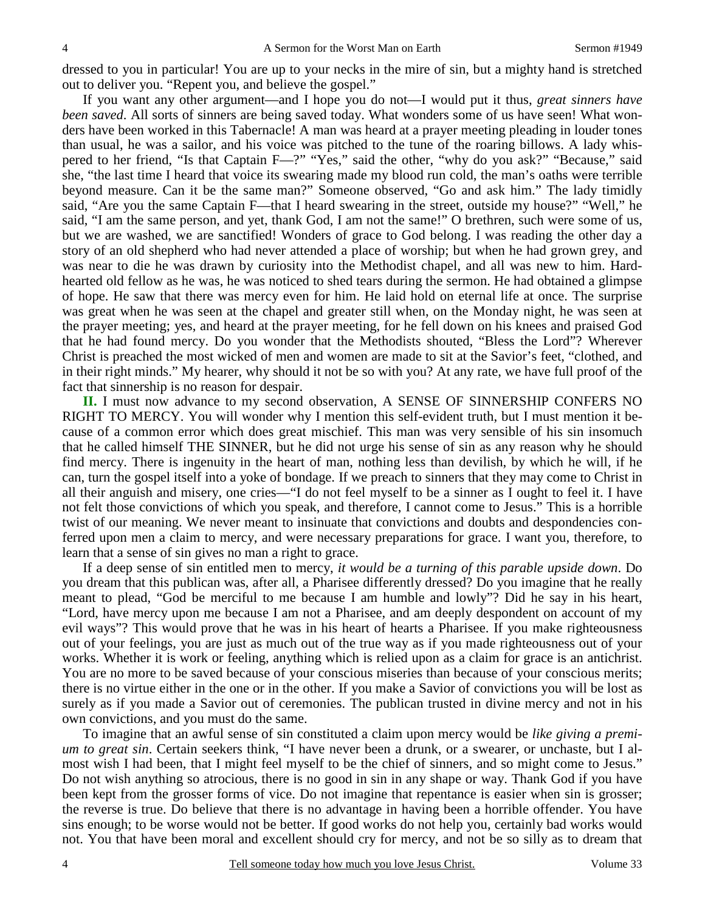dressed to you in particular! You are up to your necks in the mire of sin, but a mighty hand is stretched out to deliver you. "Repent you, and believe the gospel."

If you want any other argument—and I hope you do not—I would put it thus, *great sinners have been saved*. All sorts of sinners are being saved today. What wonders some of us have seen! What wonders have been worked in this Tabernacle! A man was heard at a prayer meeting pleading in louder tones than usual, he was a sailor, and his voice was pitched to the tune of the roaring billows. A lady whispered to her friend, "Is that Captain F—?" "Yes," said the other, "why do you ask?" "Because," said she, "the last time I heard that voice its swearing made my blood run cold, the man's oaths were terrible beyond measure. Can it be the same man?" Someone observed, "Go and ask him." The lady timidly said, "Are you the same Captain F—that I heard swearing in the street, outside my house?" "Well," he said, "I am the same person, and yet, thank God, I am not the same!" O brethren, such were some of us, but we are washed, we are sanctified! Wonders of grace to God belong. I was reading the other day a story of an old shepherd who had never attended a place of worship; but when he had grown grey, and was near to die he was drawn by curiosity into the Methodist chapel, and all was new to him. Hard-hearted old fellow as he was, he was noticed to shed tears during the sermon. He had obtained a glimpse of hope. He saw that there was mercy even for him. He laid hold on eternal life at once. The surprise was great when he was seen at the chapel and greater still when, on the Monday night, he was seen at the prayer meeting; yes, and heard at the prayer meeting, for he fell down on his knees and praised God that he had found mercy. Do you wonder that the Methodists shouted, "Bless the Lord"? Wherever Christ is preached the most wicked of men and women are made to sit at the Savior's feet, "clothed, and in their right minds." My hearer, why should it not be so with you? At any rate, we have full proof of the fact that sinnership is no reason for despair.

**II.** I must now advance to my second observation, A SENSE OF SINNERSHIP CONFERS NO RIGHT TO MERCY. You will wonder why I mention this self-evident truth, but I must mention it because of a common error which does great mischief. This man was very sensible of his sin insomuch that he called himself THE SINNER, but he did not urge his sense of sin as any reason why he should find mercy. There is ingenuity in the heart of man, nothing less than devilish, by which he will, if he can, turn the gospel itself into a yoke of bondage. If we preach to sinners that they may come to Christ in all their anguish and misery, one cries—"I do not feel myself to be a sinner as I ought to feel it. I have not felt those convictions of which you speak, and therefore, I cannot come to Jesus." This is a horrible twist of our meaning. We never meant to insinuate that convictions and doubts and despondencies conferred upon men a claim to mercy, and were necessary preparations for grace. I want you, therefore, to learn that a sense of sin gives no man a right to grace.

If a deep sense of sin entitled men to mercy, *it would be a turning of this parable upside down*. Do you dream that this publican was, after all, a Pharisee differently dressed? Do you imagine that he really meant to plead, "God be merciful to me because I am humble and lowly"? Did he say in his heart, "Lord, have mercy upon me because I am not a Pharisee, and am deeply despondent on account of my evil ways"? This would prove that he was in his heart of hearts a Pharisee. If you make righteousness out of your feelings, you are just as much out of the true way as if you made righteousness out of your works. Whether it is work or feeling, anything which is relied upon as a claim for grace is an antichrist. You are no more to be saved because of your conscious miseries than because of your conscious merits; there is no virtue either in the one or in the other. If you make a Savior of convictions you will be lost as surely as if you made a Savior out of ceremonies. The publican trusted in divine mercy and not in his own convictions, and you must do the same.

To imagine that an awful sense of sin constituted a claim upon mercy would be *like giving a premium to great sin*. Certain seekers think, "I have never been a drunk, or a swearer, or unchaste, but I almost wish I had been, that I might feel myself to be the chief of sinners, and so might come to Jesus." Do not wish anything so atrocious, there is no good in sin in any shape or way. Thank God if you have been kept from the grosser forms of vice. Do not imagine that repentance is easier when sin is grosser; the reverse is true. Do believe that there is no advantage in having been a horrible offender. You have sins enough; to be worse would not be better. If good works do not help you, certainly bad works would not. You that have been moral and excellent should cry for mercy, and not be so silly as to dream that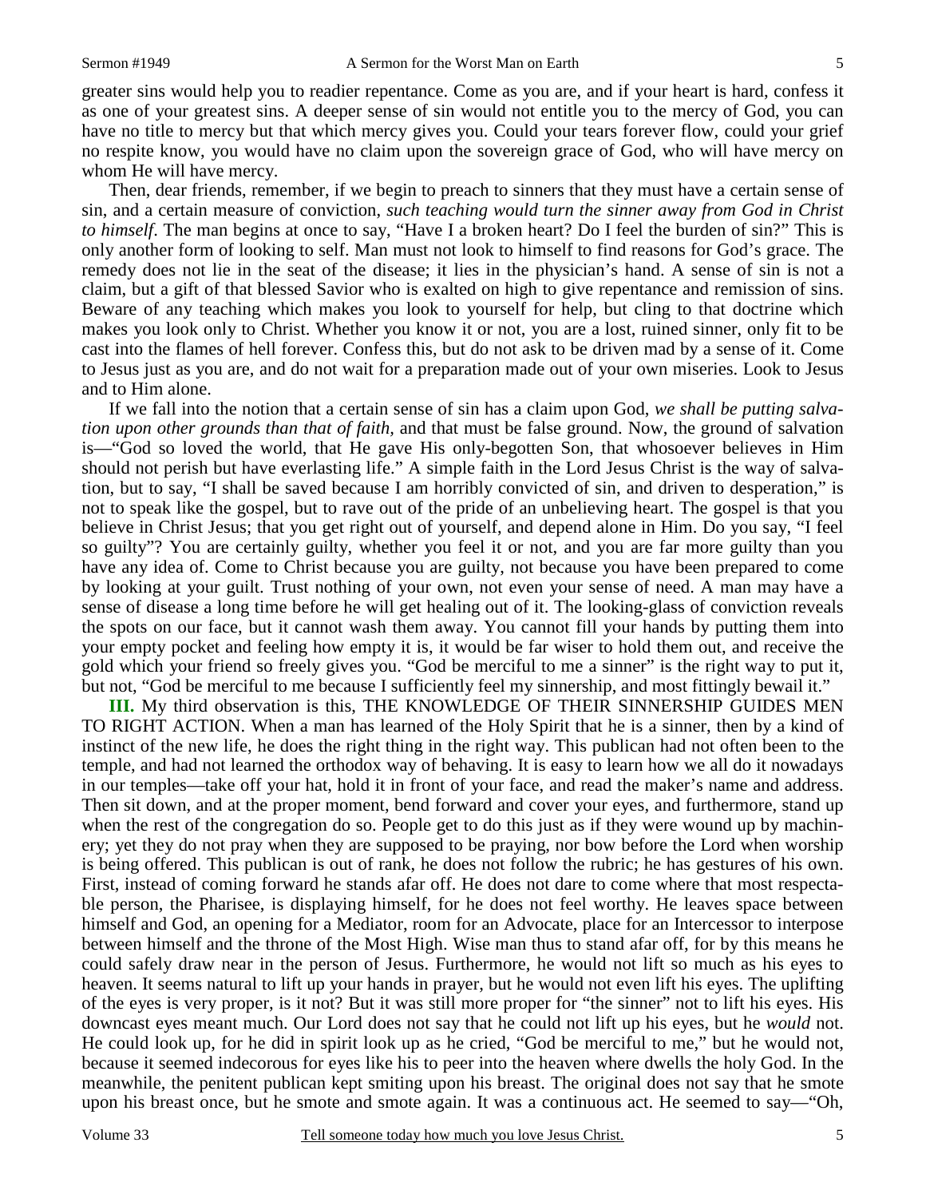greater sins would help you to readier repentance. Come as you are, and if your heart is hard, confess it as one of your greatest sins. A deeper sense of sin would not entitle you to the mercy of God, you can have no title to mercy but that which mercy gives you. Could your tears forever flow, could your grief no respite know, you would have no claim upon the sovereign grace of God, who will have mercy on whom He will have mercy.

Then, dear friends, remember, if we begin to preach to sinners that they must have a certain sense of sin, and a certain measure of conviction, *such teaching would turn the sinner away from God in Christ to himself*. The man begins at once to say, "Have I a broken heart? Do I feel the burden of sin?" This is only another form of looking to self. Man must not look to himself to find reasons for God's grace. The remedy does not lie in the seat of the disease; it lies in the physician's hand. A sense of sin is not a claim, but a gift of that blessed Savior who is exalted on high to give repentance and remission of sins. Beware of any teaching which makes you look to yourself for help, but cling to that doctrine which makes you look only to Christ. Whether you know it or not, you are a lost, ruined sinner, only fit to be cast into the flames of hell forever. Confess this, but do not ask to be driven mad by a sense of it. Come to Jesus just as you are, and do not wait for a preparation made out of your own miseries. Look to Jesus and to Him alone.

If we fall into the notion that a certain sense of sin has a claim upon God, *we shall be putting salvation upon other grounds than that of faith,* and that must be false ground. Now, the ground of salvation is—"God so loved the world, that He gave His only-begotten Son, that whosoever believes in Him should not perish but have everlasting life." A simple faith in the Lord Jesus Christ is the way of salvation, but to say, "I shall be saved because I am horribly convicted of sin, and driven to desperation," is not to speak like the gospel, but to rave out of the pride of an unbelieving heart. The gospel is that you believe in Christ Jesus; that you get right out of yourself, and depend alone in Him. Do you say, "I feel so guilty"? You are certainly guilty, whether you feel it or not, and you are far more guilty than you have any idea of. Come to Christ because you are guilty, not because you have been prepared to come by looking at your guilt. Trust nothing of your own, not even your sense of need. A man may have a sense of disease a long time before he will get healing out of it. The looking-glass of conviction reveals the spots on our face, but it cannot wash them away. You cannot fill your hands by putting them into your empty pocket and feeling how empty it is, it would be far wiser to hold them out, and receive the gold which your friend so freely gives you. "God be merciful to me a sinner" is the right way to put it, but not, "God be merciful to me because I sufficiently feel my sinnership, and most fittingly bewail it."

**III.** My third observation is this, THE KNOWLEDGE OF THEIR SINNERSHIP GUIDES MEN TO RIGHT ACTION. When a man has learned of the Holy Spirit that he is a sinner, then by a kind of instinct of the new life, he does the right thing in the right way. This publican had not often been to the temple, and had not learned the orthodox way of behaving. It is easy to learn how we all do it nowadays in our temples—take off your hat, hold it in front of your face, and read the maker's name and address. Then sit down, and at the proper moment, bend forward and cover your eyes, and furthermore, stand up when the rest of the congregation do so. People get to do this just as if they were wound up by machinery; yet they do not pray when they are supposed to be praying, nor bow before the Lord when worship is being offered. This publican is out of rank, he does not follow the rubric; he has gestures of his own. First, instead of coming forward he stands afar off. He does not dare to come where that most respectable person, the Pharisee, is displaying himself, for he does not feel worthy. He leaves space between himself and God, an opening for a Mediator, room for an Advocate, place for an Intercessor to interpose between himself and the throne of the Most High. Wise man thus to stand afar off, for by this means he could safely draw near in the person of Jesus. Furthermore, he would not lift so much as his eyes to heaven. It seems natural to lift up your hands in prayer, but he would not even lift his eyes. The uplifting of the eyes is very proper, is it not? But it was still more proper for "the sinner" not to lift his eyes. His downcast eyes meant much. Our Lord does not say that he could not lift up his eyes, but he *would* not. He could look up, for he did in spirit look up as he cried, "God be merciful to me," but he would not, because it seemed indecorous for eyes like his to peer into the heaven where dwells the holy God. In the meanwhile, the penitent publican kept smiting upon his breast. The original does not say that he smote upon his breast once, but he smote and smote again. It was a continuous act. He seemed to say—"Oh,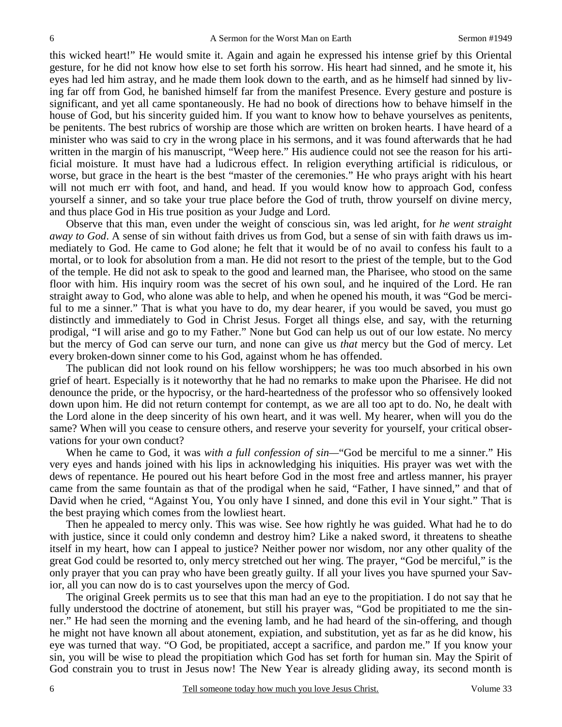this wicked heart!" He would smite it. Again and again he expressed his intense grief by this Oriental gesture, for he did not know how else to set forth his sorrow. His heart had sinned, and he smote it, his eyes had led him astray, and he made them look down to the earth, and as he himself had sinned by living far off from God, he banished himself far from the manifest Presence. Every gesture and posture is significant, and yet all came spontaneously. He had no book of directions how to behave himself in the house of God, but his sincerity guided him. If you want to know how to behave yourselves as penitents, be penitents. The best rubrics of worship are those which are written on broken hearts. I have heard of a minister who was said to cry in the wrong place in his sermons, and it was found afterwards that he had written in the margin of his manuscript, "Weep here." His audience could not see the reason for his artificial moisture. It must have had a ludicrous effect. In religion everything artificial is ridiculous, or worse, but grace in the heart is the best "master of the ceremonies." He who prays aright with his heart will not much err with foot, and hand, and head. If you would know how to approach God, confess yourself a sinner, and so take your true place before the God of truth, throw yourself on divine mercy, and thus place God in His true position as your Judge and Lord.

Observe that this man, even under the weight of conscious sin, was led aright, for *he went straight away to God*. A sense of sin without faith drives us from God, but a sense of sin with faith draws us immediately to God. He came to God alone; he felt that it would be of no avail to confess his fault to a mortal, or to look for absolution from a man. He did not resort to the priest of the temple, but to the God of the temple. He did not ask to speak to the good and learned man, the Pharisee, who stood on the same floor with him. His inquiry room was the secret of his own soul, and he inquired of the Lord. He ran straight away to God, who alone was able to help, and when he opened his mouth, it was "God be merciful to me a sinner." That is what you have to do, my dear hearer, if you would be saved, you must go distinctly and immediately to God in Christ Jesus. Forget all things else, and say, with the returning prodigal, "I will arise and go to my Father." None but God can help us out of our low estate. No mercy but the mercy of God can serve our turn, and none can give us *that* mercy but the God of mercy. Let every broken-down sinner come to his God, against whom he has offended.

The publican did not look round on his fellow worshippers; he was too much absorbed in his own grief of heart. Especially is it noteworthy that he had no remarks to make upon the Pharisee. He did not denounce the pride, or the hypocrisy, or the hard-heartedness of the professor who so offensively looked down upon him. He did not return contempt for contempt, as we are all too apt to do. No, he dealt with the Lord alone in the deep sincerity of his own heart, and it was well. My hearer, when will you do the same? When will you cease to censure others, and reserve your severity for yourself, your critical observations for your own conduct?

When he came to God, it was *with a full confession of sin*—"God be merciful to me a sinner." His very eyes and hands joined with his lips in acknowledging his iniquities. His prayer was wet with the dews of repentance. He poured out his heart before God in the most free and artless manner, his prayer came from the same fountain as that of the prodigal when he said, "Father, I have sinned," and that of David when he cried, "Against You, You only have I sinned, and done this evil in Your sight." That is the best praying which comes from the lowliest heart.

Then he appealed to mercy only. This was wise. See how rightly he was guided. What had he to do with justice, since it could only condemn and destroy him? Like a naked sword, it threatens to sheathe itself in my heart, how can I appeal to justice? Neither power nor wisdom, nor any other quality of the great God could be resorted to, only mercy stretched out her wing. The prayer, "God be merciful," is the only prayer that you can pray who have been greatly guilty. If all your lives you have spurned your Savior, all you can now do is to cast yourselves upon the mercy of God.

The original Greek permits us to see that this man had an eye to the propitiation. I do not say that he fully understood the doctrine of atonement, but still his prayer was, "God be propitiated to me the sinner." He had seen the morning and the evening lamb, and he had heard of the sin-offering, and though he might not have known all about atonement, expiation, and substitution, yet as far as he did know, his eye was turned that way. "O God, be propitiated, accept a sacrifice, and pardon me." If you know your sin, you will be wise to plead the propitiation which God has set forth for human sin. May the Spirit of God constrain you to trust in Jesus now! The New Year is already gliding away, its second month is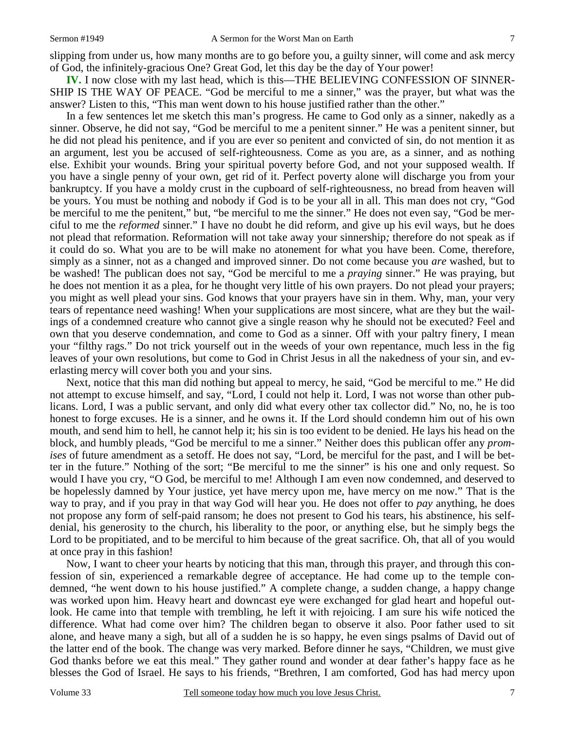slipping from under us, how many months are to go before you, a guilty sinner, will come and ask mercy of God, the infinitely-gracious One? Great God, let this day be the day of Your power!

**IV.** I now close with my last head, which is this—THE BELIEVING CONFESSION OF SINNERSHIP IS THE WAY OF PEACE. "God be merciful to me a sinner," was the prayer, but what was the answer? Listen to this, "This man went down to his house justified rather than the other."

In a few sentences let me sketch this man's progress. He came to God only as a sinner, nakedly as a sinner. Observe, he did not say, "God be merciful to me a penitent sinner." He was a penitent sinner, but he did not plead his penitence, and if you are ever so penitent and convicted of sin, do not mention it as an argument, lest you be accused of self-righteousness. Come as you are, as a sinner, and as nothing else. Exhibit your wounds. Bring your spiritual poverty before God, and not your supposed wealth. If you have a single penny of your own, get rid of it. Perfect poverty alone will discharge you from your bankruptcy. If you have a moldy crust in the cupboard of self-righteousness, no bread from heaven will be yours. You must be nothing and nobody if God is to be your all in all. This man does not cry, "God be merciful to me the penitent," but, "be merciful to me the sinner." He does not even say, "God be merciful to me the *reformed* sinner." I have no doubt he did reform, and give up his evil ways, but he does not plead that reformation. Reformation will not take away your sinnership*;* therefore do not speak as if it could do so. What you are to be will make no atonement for what you have been. Come, therefore, simply as a sinner, not as a changed and improved sinner. Do not come because you *are* washed, but to be washed! The publican does not say, "God be merciful to me a *praying* sinner." He was praying, but he does not mention it as a plea, for he thought very little of his own prayers. Do not plead your prayers; you might as well plead your sins. God knows that your prayers have sin in them. Why, man, your very tears of repentance need washing! When your supplications are most sincere, what are they but the wailings of a condemned creature who cannot give a single reason why he should not be executed? Feel and own that you deserve condemnation, and come to God as a sinner. Off with your paltry finery, I mean your "filthy rags." Do not trick yourself out in the weeds of your own repentance, much less in the fig leaves of your own resolutions, but come to God in Christ Jesus in all the nakedness of your sin, and everlasting mercy will cover both you and your sins.

Next, notice that this man did nothing but appeal to mercy, he said, "God be merciful to me." He did not attempt to excuse himself, and say, "Lord, I could not help it. Lord, I was not worse than other publicans. Lord, I was a public servant, and only did what every other tax collector did." No, no, he is too honest to forge excuses. He is a sinner, and he owns it. If the Lord should condemn him out of his own mouth, and send him to hell, he cannot help it; his sin is too evident to be denied. He lays his head on the block, and humbly pleads, "God be merciful to me a sinner." Neither does this publican offer any *promises* of future amendment as a setoff. He does not say, "Lord, be merciful for the past, and I will be better in the future." Nothing of the sort; "Be merciful to me the sinner" is his one and only request. So would I have you cry, "O God, be merciful to me! Although I am even now condemned, and deserved to be hopelessly damned by Your justice, yet have mercy upon me, have mercy on me now." That is the way to pray, and if you pray in that way God will hear you. He does not offer to *pay* anything, he does not propose any form of self-paid ransom; he does not present to God his tears, his abstinence, his self-denial, his generosity to the church, his liberality to the poor, or anything else, but he simply begs the Lord to be propitiated, and to be merciful to him because of the great sacrifice. Oh, that all of you would at once pray in this fashion!

Now, I want to cheer your hearts by noticing that this man, through this prayer, and through this confession of sin, experienced a remarkable degree of acceptance. He had come up to the temple condemned, "he went down to his house justified." A complete change, a sudden change, a happy change was worked upon him. Heavy heart and downcast eye were exchanged for glad heart and hopeful outlook. He came into that temple with trembling, he left it with rejoicing. I am sure his wife noticed the difference. What had come over him? The children began to observe it also. Poor father used to sit alone, and heave many a sigh, but all of a sudden he is so happy, he even sings psalms of David out of the latter end of the book. The change was very marked. Before dinner he says, "Children, we must give God thanks before we eat this meal." They gather round and wonder at dear father's happy face as he blesses the God of Israel. He says to his friends, "Brethren, I am comforted, God has had mercy upon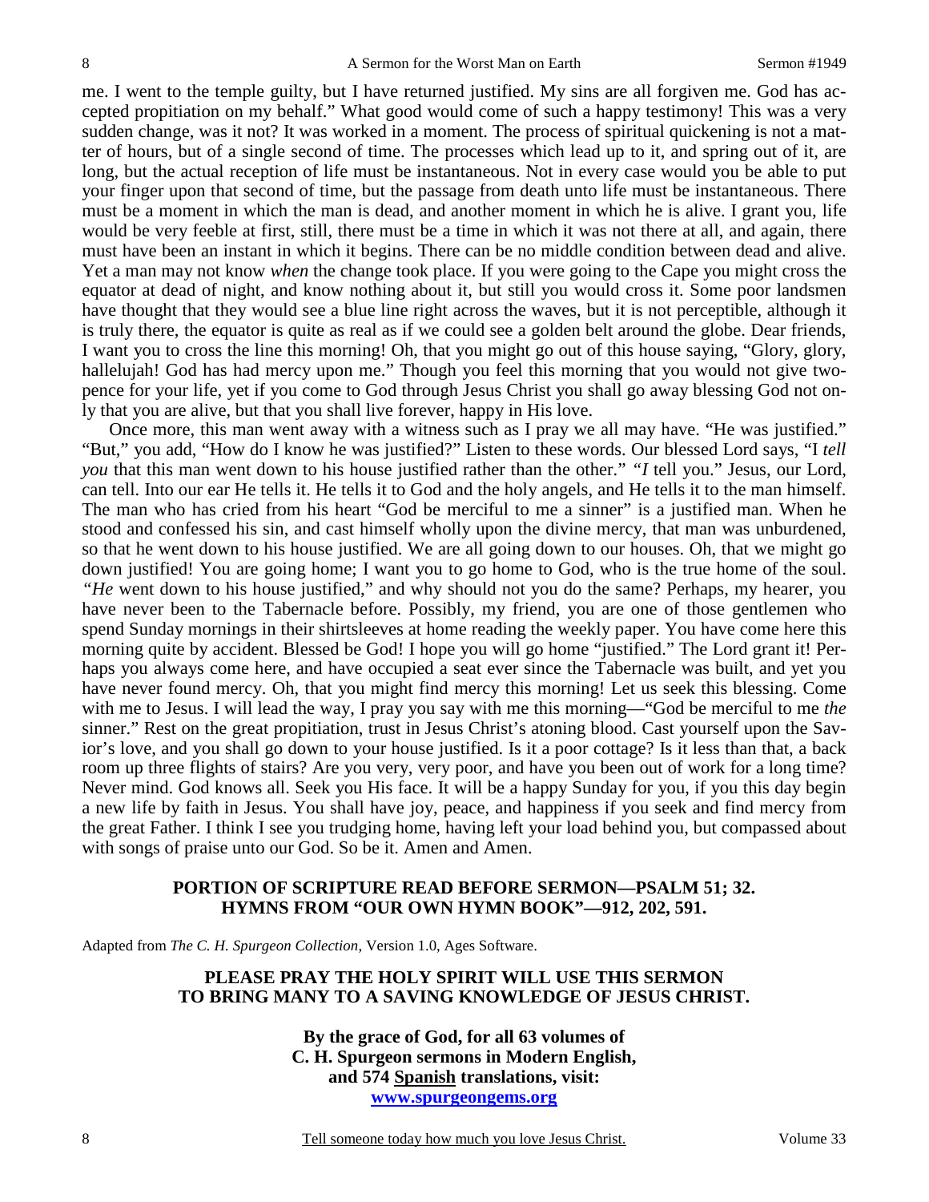me. I went to the temple guilty, but I have returned justified. My sins are all forgiven me. God has accepted propitiation on my behalf." What good would come of such a happy testimony! This was a very sudden change, was it not? It was worked in a moment. The process of spiritual quickening is not a matter of hours, but of a single second of time. The processes which lead up to it, and spring out of it, are long, but the actual reception of life must be instantaneous. Not in every case would you be able to put your finger upon that second of time, but the passage from death unto life must be instantaneous. There must be a moment in which the man is dead, and another moment in which he is alive. I grant you, life would be very feeble at first, still, there must be a time in which it was not there at all, and again, there must have been an instant in which it begins. There can be no middle condition between dead and alive. Yet a man may not know *when* the change took place. If you were going to the Cape you might cross the equator at dead of night, and know nothing about it, but still you would cross it. Some poor landsmen have thought that they would see a blue line right across the waves, but it is not perceptible, although it is truly there, the equator is quite as real as if we could see a golden belt around the globe. Dear friends, I want you to cross the line this morning! Oh, that you might go out of this house saying, "Glory, glory, hallelujah! God has had mercy upon me." Though you feel this morning that you would not give twopence for your life, yet if you come to God through Jesus Christ you shall go away blessing God not only that you are alive, but that you shall live forever, happy in His love.

Once more, this man went away with a witness such as I pray we all may have. "He was justified." "But," you add, "How do I know he was justified?" Listen to these words. Our blessed Lord says, "I *tell you* that this man went down to his house justified rather than the other." *"I* tell you." Jesus, our Lord, can tell. Into our ear He tells it. He tells it to God and the holy angels, and He tells it to the man himself. The man who has cried from his heart "God be merciful to me a sinner" is a justified man. When he stood and confessed his sin, and cast himself wholly upon the divine mercy, that man was unburdened, so that he went down to his house justified. We are all going down to our houses. Oh, that we might go down justified! You are going home; I want you to go home to God, who is the true home of the soul. *"He* went down to his house justified," and why should not you do the same? Perhaps, my hearer, you have never been to the Tabernacle before. Possibly, my friend, you are one of those gentlemen who spend Sunday mornings in their shirtsleeves at home reading the weekly paper. You have come here this morning quite by accident. Blessed be God! I hope you will go home "justified." The Lord grant it! Perhaps you always come here, and have occupied a seat ever since the Tabernacle was built, and yet you have never found mercy. Oh, that you might find mercy this morning! Let us seek this blessing. Come with me to Jesus. I will lead the way, I pray you say with me this morning—"God be merciful to me *the* sinner." Rest on the great propitiation, trust in Jesus Christ's atoning blood. Cast yourself upon the Savior's love, and you shall go down to your house justified. Is it a poor cottage? Is it less than that, a back room up three flights of stairs? Are you very, very poor, and have you been out of work for a long time? Never mind. God knows all. Seek you His face. It will be a happy Sunday for you, if you this day begin a new life by faith in Jesus. You shall have joy, peace, and happiness if you seek and find mercy from the great Father. I think I see you trudging home, having left your load behind you, but compassed about with songs of praise unto our God. So be it. Amen and Amen.

**PORTION OF SCRIPTURE READ BEFORE SERMON—PSALM 51; 32.**
**HYMNS FROM "OUR OWN HYMN BOOK"—912, 202, 591.**

Adapted from *The C. H. Spurgeon Collection*, Version 1.0, Ages Software.

**PLEASE PRAY THE HOLY SPIRIT WILL USE THIS SERMON TO BRING MANY TO A SAVING KNOWLEDGE OF JESUS CHRIST.**

**By the grace of God, for all 63 volumes of C. H. Spurgeon sermons in Modern English, and 574 Spanish translations, visit: www.spurgeongems.org**